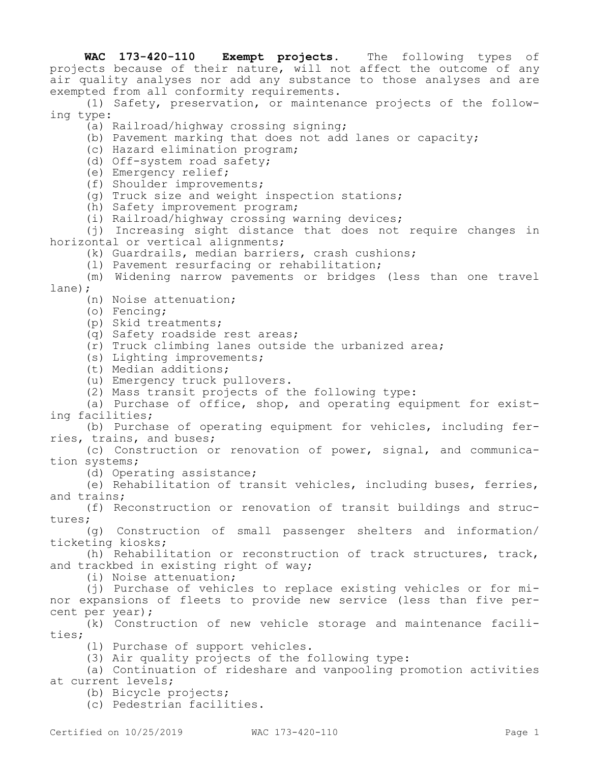**WAC 173-420-110 Exempt projects.** The following types of projects because of their nature, will not affect the outcome of any air quality analyses nor add any substance to those analyses and are exempted from all conformity requirements.

(1) Safety, preservation, or maintenance projects of the following type:

(a) Railroad/highway crossing signing;

(b) Pavement marking that does not add lanes or capacity;

(c) Hazard elimination program;

(d) Off-system road safety;

(e) Emergency relief;

(f) Shoulder improvements;

(g) Truck size and weight inspection stations;

(h) Safety improvement program;

(i) Railroad/highway crossing warning devices;

(j) Increasing sight distance that does not require changes in horizontal or vertical alignments;

(k) Guardrails, median barriers, crash cushions;

(l) Pavement resurfacing or rehabilitation;

(m) Widening narrow pavements or bridges (less than one travel lane);

(n) Noise attenuation;

(o) Fencing;

(p) Skid treatments;

(q) Safety roadside rest areas;

(r) Truck climbing lanes outside the urbanized area;

(s) Lighting improvements;

(t) Median additions;

(u) Emergency truck pullovers.

(2) Mass transit projects of the following type:

(a) Purchase of office, shop, and operating equipment for existing facilities;

(b) Purchase of operating equipment for vehicles, including ferries, trains, and buses;

(c) Construction or renovation of power, signal, and communication systems;

(d) Operating assistance;

(e) Rehabilitation of transit vehicles, including buses, ferries, and trains;

(f) Reconstruction or renovation of transit buildings and structures;

(g) Construction of small passenger shelters and information/ticketing kiosks;

(h) Rehabilitation or reconstruction of track structures, track, and trackbed in existing right of way;

(i) Noise attenuation;

(j) Purchase of vehicles to replace existing vehicles or for minor expansions of fleets to provide new service (less than five percent per year);

(k) Construction of new vehicle storage and maintenance facilities;

(l) Purchase of support vehicles.

(3) Air quality projects of the following type:

(a) Continuation of rideshare and vanpooling promotion activities at current levels;

(b) Bicycle projects;

(c) Pedestrian facilities.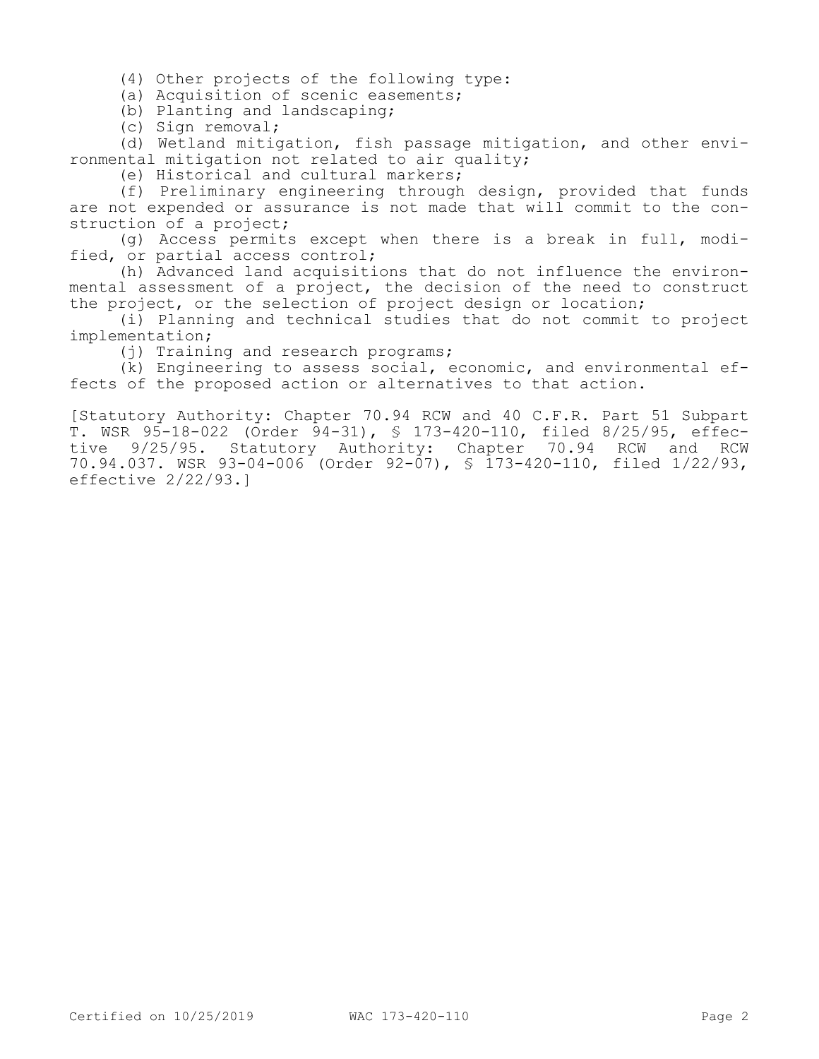(4) Other projects of the following type:

(a) Acquisition of scenic easements;

(b) Planting and landscaping;

(c) Sign removal;

(d) Wetland mitigation, fish passage mitigation, and other environmental mitigation not related to air quality;

(e) Historical and cultural markers;

(f) Preliminary engineering through design, provided that funds are not expended or assurance is not made that will commit to the construction of a project;

(g) Access permits except when there is a break in full, modified, or partial access control;

(h) Advanced land acquisitions that do not influence the environmental assessment of a project, the decision of the need to construct the project, or the selection of project design or location;

(i) Planning and technical studies that do not commit to project implementation;

(j) Training and research programs;

(k) Engineering to assess social, economic, and environmental effects of the proposed action or alternatives to that action.

[Statutory Authority: Chapter 70.94 RCW and 40 C.F.R. Part 51 Subpart T. WSR 95-18-022 (Order 94-31), § 173-420-110, filed 8/25/95, effective 9/25/95. Statutory Authority: Chapter 70.94 RCW and RCW 70.94.037. WSR 93-04-006 (Order 92-07), § 173-420-110, filed 1/22/93, effective 2/22/93.]